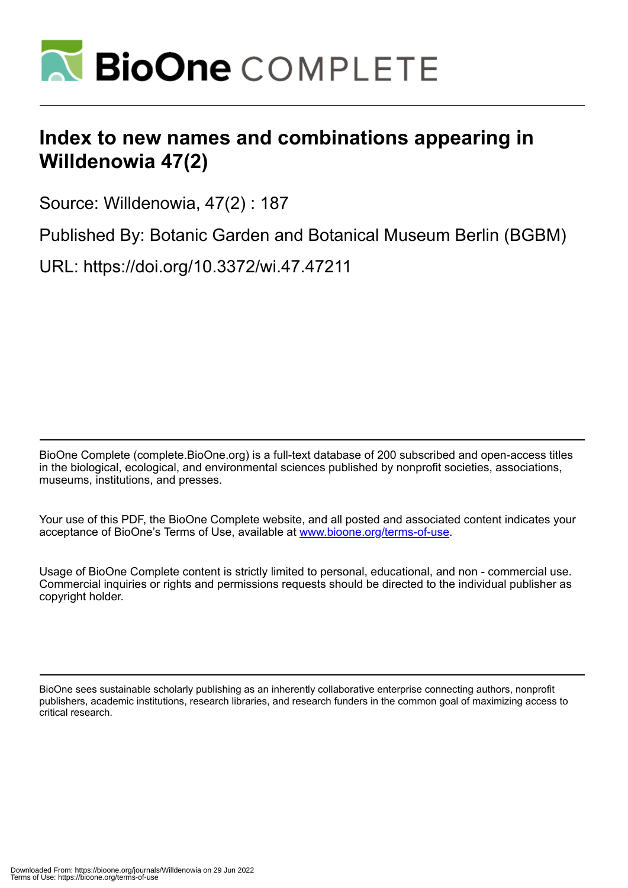# Index to new names and combinations appearing in Willdenowia 47(2)

Source: Willdenowia, 47(2) : 187

Published By: Botanic Garden and Botanical Museum Berlin (BGBM)

URL: https://doi.org/10.3372/wi.47.47211

BioOne Complete (complete.BioOne.org) is a full-text database of 200 subscribed and open-access titles in the biological, ecological, and environmental sciences published by nonprofit societies, associations, museums, institutions, and presses.

Your use of this PDF, the BioOne Complete website, and all posted and associated content indicates your acceptance of BioOne's Terms of Use, available at www.bioone.org/terms-of-use.

Usage of BioOne Complete content is strictly limited to personal, educational, and non - commercial use. Commercial inquiries or rights and permissions requests should be directed to the individual publisher as copyright holder.

BioOne sees sustainable scholarly publishing as an inherently collaborative enterprise connecting authors, nonprofit publishers, academic institutions, research libraries, and research funders in the common goal of maximizing access to critical research.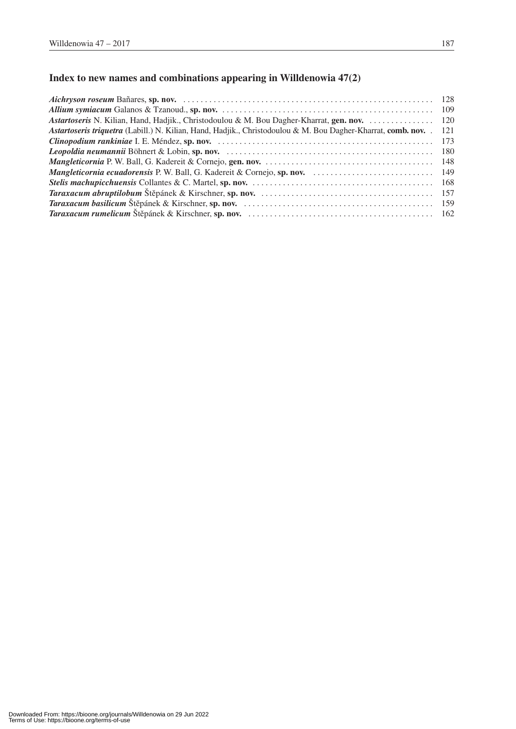## Index to new names and combinations appearing in Willdenowia 47(2)

***Aichryson roseum*** Bañares, **sp. nov.** . . . . . . . . . . . . . . . . . . . . . . . . . . . . . . . . . . . . . . . . . . . . . . . . . . . . . . . . . . 128
***Allium symiacum*** Galanos & Tzanoud., **sp. nov.** . . . . . . . . . . . . . . . . . . . . . . . . . . . . . . . . . . . . . . . . . . . . . . . . . 109
***Astartoseris*** N. Kilian, Hand, Hadjik., Christodoulou & M. Bou Dagher-Kharrat, **gen. nov.** . . . . . . . . . . . . . . . 120
***Astartoseris triquetra*** (Labill.) N. Kilian, Hand, Hadjik., Christodoulou & M. Bou Dagher-Kharrat, **comb. nov.** . 121
***Clinopodium rankiniae*** I. E. Méndez, **sp. nov.** . . . . . . . . . . . . . . . . . . . . . . . . . . . . . . . . . . . . . . . . . . . . . . . . . . 173
***Leopoldia neumannii*** Böhnert & Lobin, **sp. nov.** . . . . . . . . . . . . . . . . . . . . . . . . . . . . . . . . . . . . . . . . . . . . . . . . 180
***Mangleticornia*** P. W. Ball, G. Kadereit & Cornejo, **gen. nov.** . . . . . . . . . . . . . . . . . . . . . . . . . . . . . . . . . . . . . . . 148
***Mangleticornia ecuadorensis*** P. W. Ball, G. Kadereit & Cornejo, **sp. nov.** . . . . . . . . . . . . . . . . . . . . . . . . . . . . 149
***Stelis machupicchuensis*** Collantes & C. Martel, **sp. nov.** . . . . . . . . . . . . . . . . . . . . . . . . . . . . . . . . . . . . . . . . . . 168
***Taraxacum abruptilobum*** Štěpánek & Kirschner, **sp. nov.** . . . . . . . . . . . . . . . . . . . . . . . . . . . . . . . . . . . . . . . . 157
***Taraxacum basilicum*** Štěpánek & Kirschner, **sp. nov.** . . . . . . . . . . . . . . . . . . . . . . . . . . . . . . . . . . . . . . . . . . . 159
***Taraxacum rumelicum*** Štěpánek & Kirschner, **sp. nov.** . . . . . . . . . . . . . . . . . . . . . . . . . . . . . . . . . . . . . . . . . . 162

Downloaded From: https://bioone.org/journals/Willdenowia on 29 Jun 2022
Terms of Use: https://bioone.org/terms-of-use